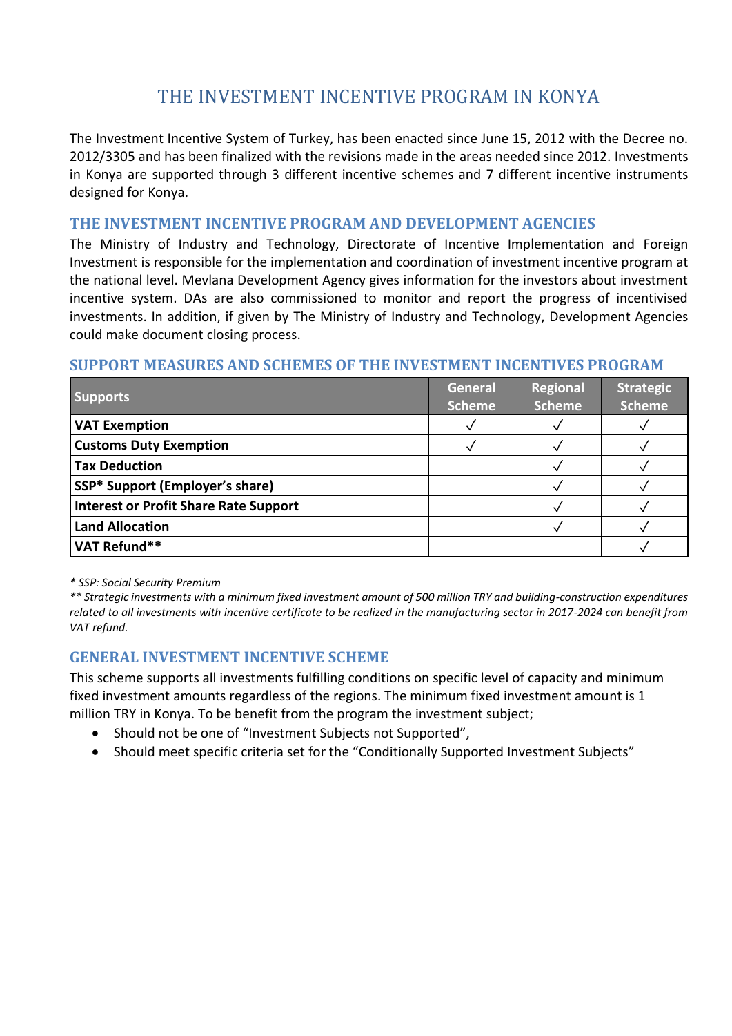# THE INVESTMENT INCENTIVE PROGRAM IN KONYA

The Investment Incentive System of Turkey, has been enacted since June 15, 2012 with the Decree no. 2012/3305 and has been finalized with the revisions made in the areas needed since 2012. Investments in Konya are supported through 3 different incentive schemes and 7 different incentive instruments designed for Konya.

## THE INVESTMENT INCENTIVE PROGRAM AND DEVELOPMENT AGENCIES

The Ministry of Industry and Technology, Directorate of Incentive Implementation and Foreign Investment is responsible for the implementation and coordination of investment incentive program at the national level. Mevlana Development Agency gives information for the investors about investment incentive system. DAs are also commissioned to monitor and report the progress of incentivised investments. In addition, if given by The Ministry of Industry and Technology, Development Agencies could make document closing process.

## SUPPORT MEASURES AND SCHEMES OF THE INVESTMENT INCENTIVES PROGRAM

| Supports | General Scheme | Regional Scheme | Strategic Scheme |
|---|---|---|---|
| **VAT Exemption** | ✓ | ✓ | ✓ |
| **Customs Duty Exemption** | ✓ | ✓ | ✓ |
| **Tax Deduction** | | ✓ | ✓ |
| **SSP* Support (Employer's share)** | | ✓ | ✓ |
| **Interest or Profit Share Rate Support** | | ✓ | ✓ |
| **Land Allocation** | | ✓ | ✓ |
| **VAT Refund**** | | | ✓ |

*\* SSP: Social Security Premium*

*\*\* Strategic investments with a minimum fixed investment amount of 500 million TRY and building-construction expenditures related to all investments with incentive certificate to be realized in the manufacturing sector in 2017-2024 can benefit from VAT refund.*

## GENERAL INVESTMENT INCENTIVE SCHEME

This scheme supports all investments fulfilling conditions on specific level of capacity and minimum fixed investment amounts regardless of the regions. The minimum fixed investment amount is 1 million TRY in Konya. To be benefit from the program the investment subject;

- Should not be one of "Investment Subjects not Supported",
- Should meet specific criteria set for the "Conditionally Supported Investment Subjects"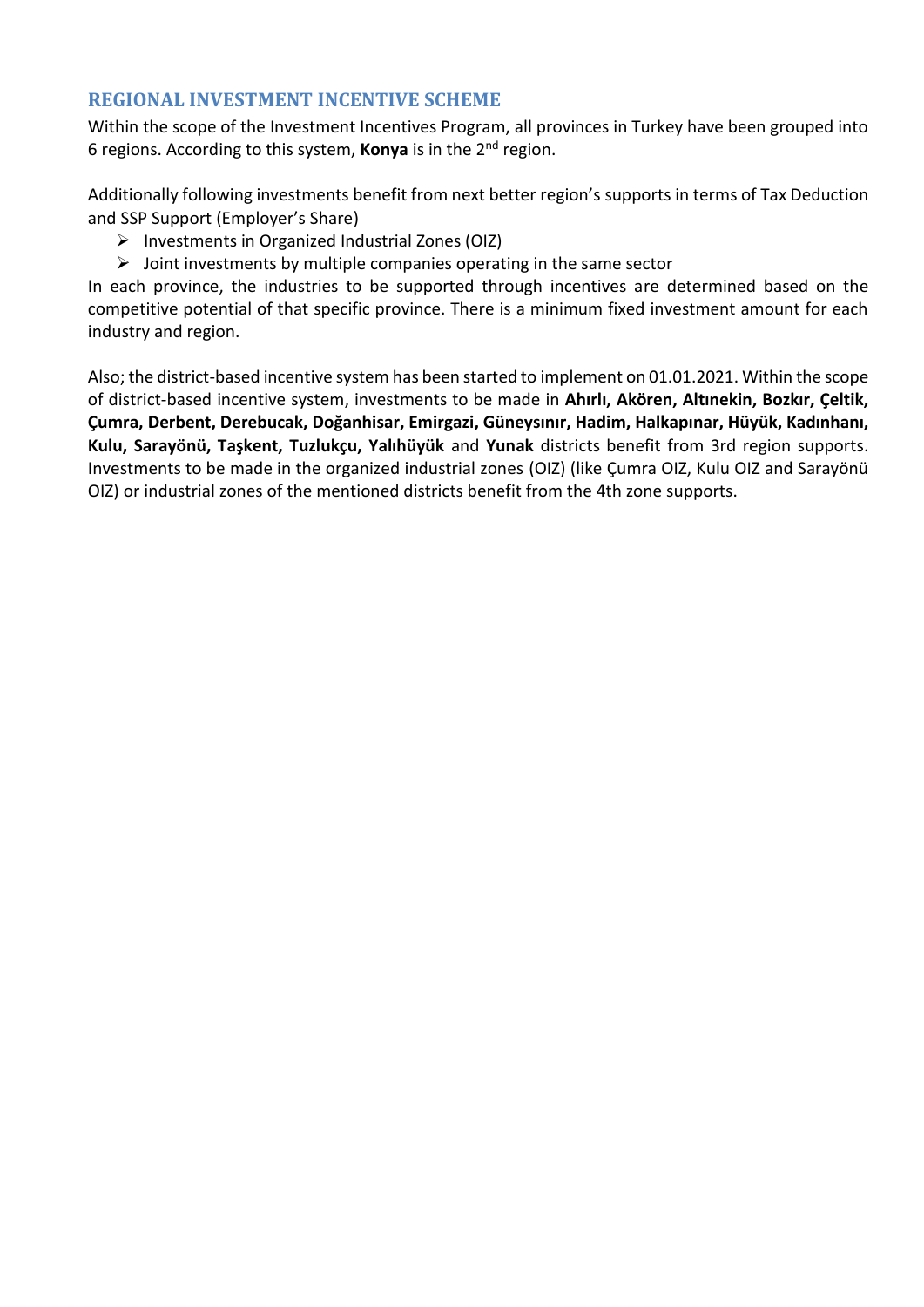## REGIONAL INVESTMENT INCENTIVE SCHEME

Within the scope of the Investment Incentives Program, all provinces in Turkey have been grouped into 6 regions. According to this system, **Konya** is in the 2nd region.

Additionally following investments benefit from next better region's supports in terms of Tax Deduction and SSP Support (Employer's Share)

- Investments in Organized Industrial Zones (OIZ)
- Joint investments by multiple companies operating in the same sector

In each province, the industries to be supported through incentives are determined based on the competitive potential of that specific province. There is a minimum fixed investment amount for each industry and region.

Also; the district-based incentive system has been started to implement on 01.01.2021. Within the scope of district-based incentive system, investments to be made in **Ahırlı, Akören, Altınekin, Bozkır, Çeltik, Çumra, Derbent, Derebucak, Doğanhisar, Emirgazi, Güneysınır, Hadim, Halkapınar, Hüyük, Kadınhanı, Kulu, Sarayönü, Taşkent, Tuzlukçu, Yalıhüyük** and **Yunak** districts benefit from 3rd region supports. Investments to be made in the organized industrial zones (OIZ) (like Çumra OIZ, Kulu OIZ and Sarayönü OIZ) or industrial zones of the mentioned districts benefit from the 4th zone supports.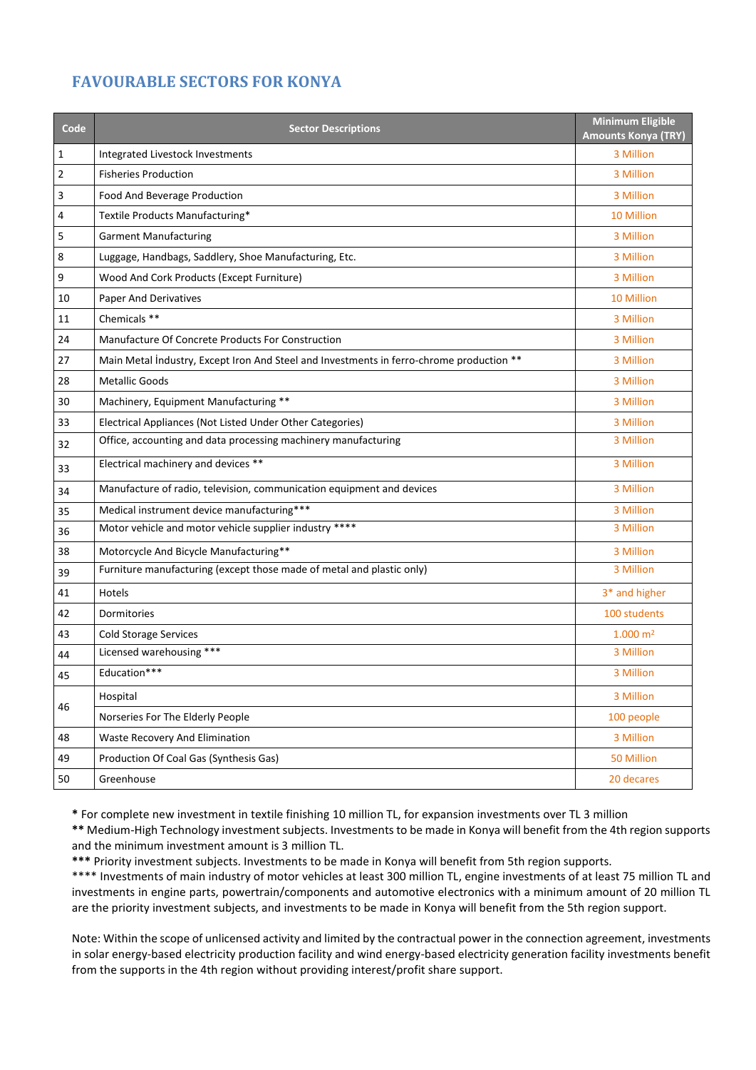## FAVOURABLE SECTORS FOR KONYA

| Code | Sector Descriptions | Minimum Eligible Amounts Konya (TRY) |
|---|---|---|
| 1 | Integrated Livestock Investments | 3 Million |
| 2 | Fisheries Production | 3 Million |
| 3 | Food And Beverage Production | 3 Million |
| 4 | Textile Products Manufacturing* | 10 Million |
| 5 | Garment Manufacturing | 3 Million |
| 8 | Luggage, Handbags, Saddlery, Shoe Manufacturing, Etc. | 3 Million |
| 9 | Wood And Cork Products (Except Furniture) | 3 Million |
| 10 | Paper And Derivatives | 10 Million |
| 11 | Chemicals ** | 3 Million |
| 24 | Manufacture Of Concrete Products For Construction | 3 Million |
| 27 | Main Metal İndustry, Except Iron And Steel and Investments in ferro-chrome production ** | 3 Million |
| 28 | Metallic Goods | 3 Million |
| 30 | Machinery, Equipment Manufacturing ** | 3 Million |
| 33 | Electrical Appliances (Not Listed Under Other Categories) | 3 Million |
| 32 | Office, accounting and data processing machinery manufacturing | 3 Million |
| 33 | Electrical machinery and devices ** | 3 Million |
| 34 | Manufacture of radio, television, communication equipment and devices | 3 Million |
| 35 | Medical instrument device manufacturing*** | 3 Million |
| 36 | Motor vehicle and motor vehicle supplier industry **** | 3 Million |
| 38 | Motorcycle And Bicycle Manufacturing** | 3 Million |
| 39 | Furniture manufacturing (except those made of metal and plastic only) | 3 Million |
| 41 | Hotels | 3* and higher |
| 42 | Dormitories | 100 students |
| 43 | Cold Storage Services | 1.000 m² |
| 44 | Licensed warehousing *** | 3 Million |
| 45 | Education*** | 3 Million |
| 46 | Hospital | 3 Million |
| | Norseries For The Elderly People | 100 people |
| 48 | Waste Recovery And Elimination | 3 Million |
| 49 | Production Of Coal Gas (Synthesis Gas) | 50 Million |
| 50 | Greenhouse | 20 decares |

**\*** For complete new investment in textile finishing 10 million TL, for expansion investments over TL 3 million

**\*\*** Medium-High Technology investment subjects. Investments to be made in Konya will benefit from the 4th region supports and the minimum investment amount is 3 million TL.

**\*\*\*** Priority investment subjects. Investments to be made in Konya will benefit from 5th region supports.

\*\*\*\* Investments of main industry of motor vehicles at least 300 million TL, engine investments of at least 75 million TL and investments in engine parts, powertrain/components and automotive electronics with a minimum amount of 20 million TL are the priority investment subjects, and investments to be made in Konya will benefit from the 5th region support.

Note: Within the scope of unlicensed activity and limited by the contractual power in the connection agreement, investments in solar energy-based electricity production facility and wind energy-based electricity generation facility investments benefit from the supports in the 4th region without providing interest/profit share support.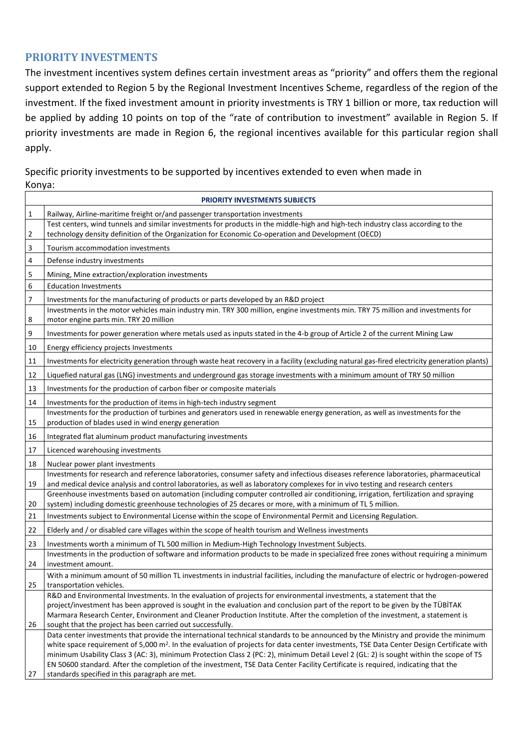## PRIORITY INVESTMENTS

The investment incentives system defines certain investment areas as "priority" and offers them the regional support extended to Region 5 by the Regional Investment Incentives Scheme, regardless of the region of the investment. If the fixed investment amount in priority investments is TRY 1 billion or more, tax reduction will be applied by adding 10 points on top of the "rate of contribution to investment" available in Region 5. If priority investments are made in Region 6, the regional incentives available for this particular region shall apply.

Specific priority investments to be supported by incentives extended to even when made in Konya:

| | PRIORITY INVESTMENTS SUBJECTS |
|---|---|
| 1 | Railway, Airline-maritime freight or/and passenger transportation investments |
| 2 | Test centers, wind tunnels and similar investments for products in the middle-high and high-tech industry class according to the technology density definition of the Organization for Economic Co-operation and Development (OECD) |
| 3 | Tourism accommodation investments |
| 4 | Defense industry investments |
| 5 | Mining, Mine extraction/exploration investments |
| 6 | Education Investments |
| 7 | Investments for the manufacturing of products or parts developed by an R&D project |
| 8 | Investments in the motor vehicles main industry min. TRY 300 million, engine investments min. TRY 75 million and investments for motor engine parts min. TRY 20 million |
| 9 | Investments for power generation where metals used as inputs stated in the 4-b group of Article 2 of the current Mining Law |
| 10 | Energy efficiency projects Investments |
| 11 | Investments for electricity generation through waste heat recovery in a facility (excluding natural gas-fired electricity generation plants) |
| 12 | Liquefied natural gas (LNG) investments and underground gas storage investments with a minimum amount of TRY 50 million |
| 13 | Investments for the production of carbon fiber or composite materials |
| 14 | Investments for the production of items in high-tech industry segment |
| 15 | Investments for the production of turbines and generators used in renewable energy generation, as well as investments for the production of blades used in wind energy generation |
| 16 | Integrated flat aluminum product manufacturing investments |
| 17 | Licenced warehousing investments |
| 18 | Nuclear power plant investments |
| 19 | Investments for research and reference laboratories, consumer safety and infectious diseases reference laboratories, pharmaceutical and medical device analysis and control laboratories, as well as laboratory complexes for in vivo testing and research centers |
| 20 | Greenhouse investments based on automation (including computer controlled air conditioning, irrigation, fertilization and spraying system) including domestic greenhouse technologies of 25 decares or more, with a minimum of TL 5 million. |
| 21 | Investments subject to Environmental License within the scope of Environmental Permit and Licensing Regulation. |
| 22 | Elderly and / or disabled care villages within the scope of health tourism and Wellness investments |
| 23 | Investments worth a minimum of TL 500 million in Medium-High Technology Investment Subjects. |
| 24 | Investments in the production of software and information products to be made in specialized free zones without requiring a minimum investment amount. |
| 25 | With a minimum amount of 50 million TL investments in industrial facilities, including the manufacture of electric or hydrogen-powered transportation vehicles. |
| 26 | R&D and Environmental Investments. In the evaluation of projects for environmental investments, a statement that the project/investment has been approved is sought in the evaluation and conclusion part of the report to be given by the TÜBİTAK Marmara Research Center, Environment and Cleaner Production Institute. After the completion of the investment, a statement is sought that the project has been carried out successfully. |
| 27 | Data center investments that provide the international technical standards to be announced by the Ministry and provide the minimum white space requirement of 5,000 m². In the evaluation of projects for data center investments, TSE Data Center Design Certificate with minimum Usability Class 3 (AC: 3), minimum Protection Class 2 (PC: 2), minimum Detail Level 2 (GL: 2) is sought within the scope of TS EN 50600 standard. After the completion of the investment, TSE Data Center Facility Certificate is required, indicating that the standards specified in this paragraph are met. |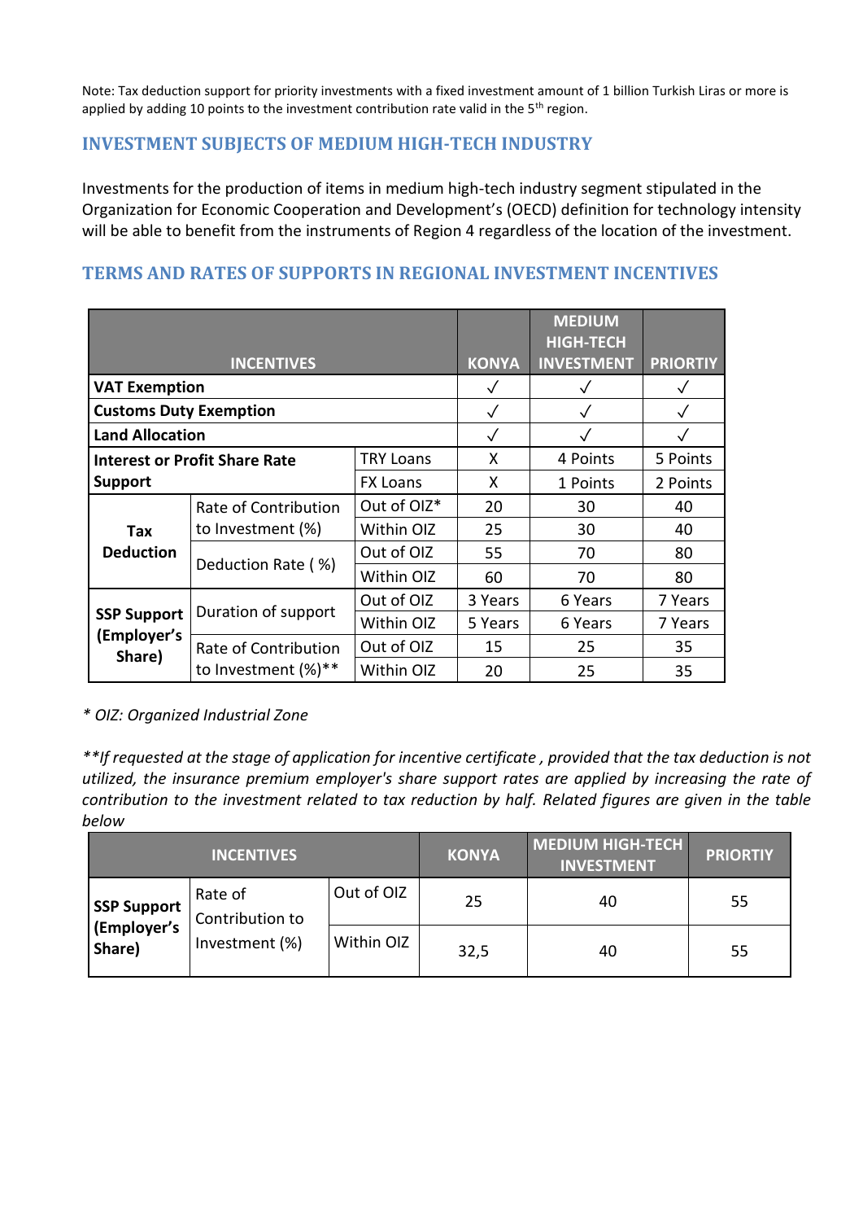Note: Tax deduction support for priority investments with a fixed investment amount of 1 billion Turkish Liras or more is applied by adding 10 points to the investment contribution rate valid in the 5th region.

## INVESTMENT SUBJECTS OF MEDIUM HIGH-TECH INDUSTRY

Investments for the production of items in medium high-tech industry segment stipulated in the Organization for Economic Cooperation and Development's (OECD) definition for technology intensity will be able to benefit from the instruments of Region 4 regardless of the location of the investment.

## TERMS AND RATES OF SUPPORTS IN REGIONAL INVESTMENT INCENTIVES

| INCENTIVES | | | KONYA | MEDIUM HIGH-TECH INVESTMENT | PRIORTIY |
|---|---|---|---|---|---|
| **VAT Exemption** | | | ✓ | ✓ | ✓ |
| **Customs Duty Exemption** | | | ✓ | ✓ | ✓ |
| **Land Allocation** | | | ✓ | ✓ | ✓ |
| **Interest or Profit Share Rate Support** | | TRY Loans | X | 4 Points | 5 Points |
| | | FX Loans | X | 1 Points | 2 Points |
| **Tax Deduction** | Rate of Contribution to Investment (%) | Out of OIZ* | 20 | 30 | 40 |
| | | Within OIZ | 25 | 30 | 40 |
| | Deduction Rate ( %) | Out of OIZ | 55 | 70 | 80 |
| | | Within OIZ | 60 | 70 | 80 |
| **SSP Support (Employer's Share)** | Duration of support | Out of OIZ | 3 Years | 6 Years | 7 Years |
| | | Within OIZ | 5 Years | 6 Years | 7 Years |
| | Rate of Contribution to Investment (%)** | Out of OIZ | 15 | 25 | 35 |
| | | Within OIZ | 20 | 25 | 35 |

*\* OIZ: Organized Industrial Zone*

*\*\*If requested at the stage of application for incentive certificate , provided that the tax deduction is not utilized, the insurance premium employer's share support rates are applied by increasing the rate of contribution to the investment related to tax reduction by half. Related figures are given in the table below*

| INCENTIVES | | | KONYA | MEDIUM HIGH-TECH INVESTMENT | PRIORTIY |
|---|---|---|---|---|---|
| **SSP Support (Employer's Share)** | Rate of Contribution to Investment (%) | Out of OIZ | 25 | 40 | 55 |
| | | Within OIZ | 32,5 | 40 | 55 |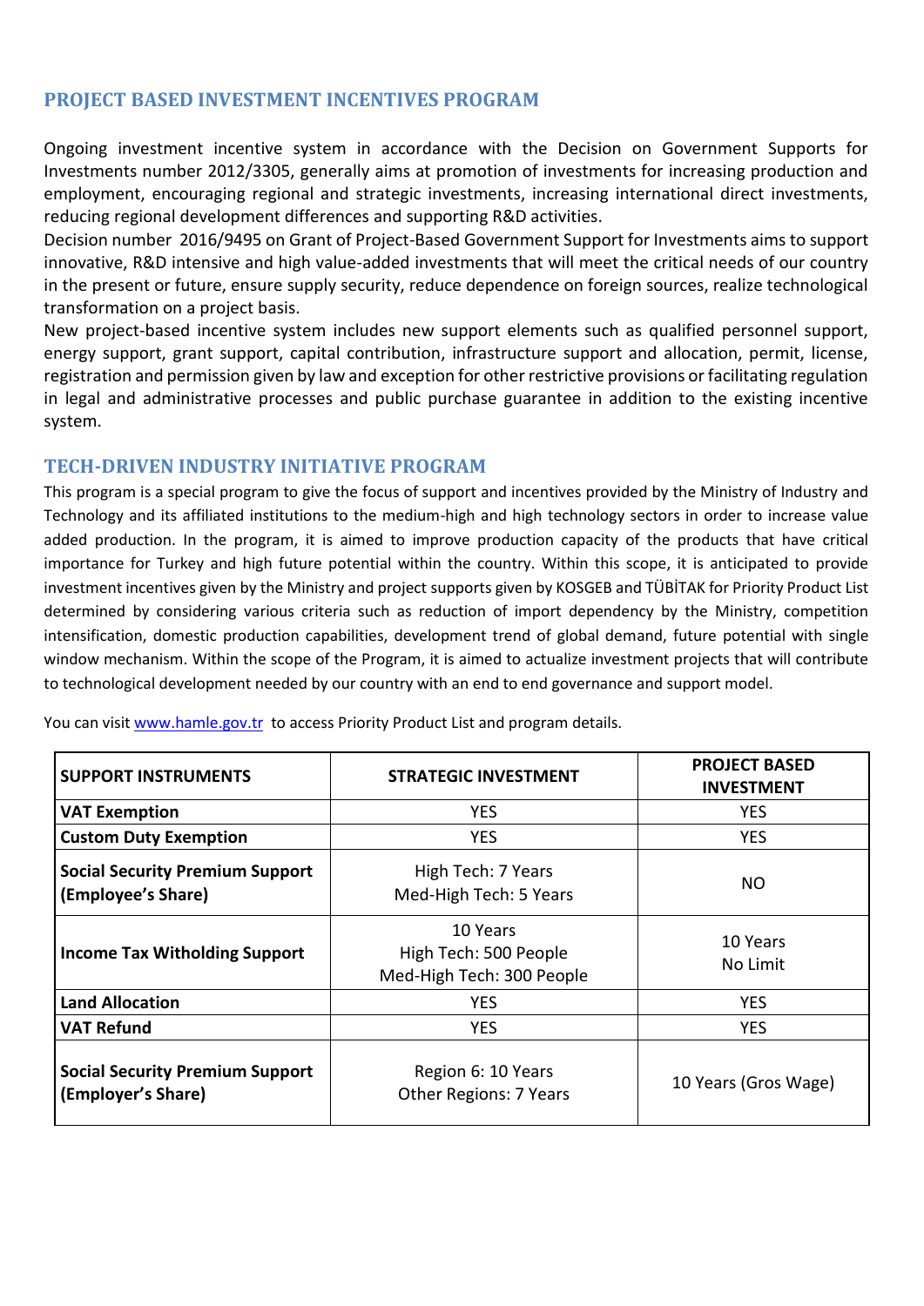## PROJECT BASED INVESTMENT INCENTIVES PROGRAM

Ongoing investment incentive system in accordance with the Decision on Government Supports for Investments number 2012/3305, generally aims at promotion of investments for increasing production and employment, encouraging regional and strategic investments, increasing international direct investments, reducing regional development differences and supporting R&D activities.

Decision number 2016/9495 on Grant of Project-Based Government Support for Investments aims to support innovative, R&D intensive and high value-added investments that will meet the critical needs of our country in the present or future, ensure supply security, reduce dependence on foreign sources, realize technological transformation on a project basis.

New project-based incentive system includes new support elements such as qualified personnel support, energy support, grant support, capital contribution, infrastructure support and allocation, permit, license, registration and permission given by law and exception for other restrictive provisions or facilitating regulation in legal and administrative processes and public purchase guarantee in addition to the existing incentive system.

## TECH-DRIVEN INDUSTRY INITIATIVE PROGRAM

This program is a special program to give the focus of support and incentives provided by the Ministry of Industry and Technology and its affiliated institutions to the medium-high and high technology sectors in order to increase value added production. In the program, it is aimed to improve production capacity of the products that have critical importance for Turkey and high future potential within the country. Within this scope, it is anticipated to provide investment incentives given by the Ministry and project supports given by KOSGEB and TÜBİTAK for Priority Product List determined by considering various criteria such as reduction of import dependency by the Ministry, competition intensification, domestic production capabilities, development trend of global demand, future potential with single window mechanism. Within the scope of the Program, it is aimed to actualize investment projects that will contribute to technological development needed by our country with an end to end governance and support model.

You can visit [www.hamle.gov.tr](http://www.hamle.gov.tr) to access Priority Product List and program details.

| SUPPORT INSTRUMENTS | STRATEGIC INVESTMENT | PROJECT BASED INVESTMENT |
|---|---|---|
| **VAT Exemption** | YES | YES |
| **Custom Duty Exemption** | YES | YES |
| **Social Security Premium Support (Employee's Share)** | High Tech: 7 Years<br>Med-High Tech: 5 Years | NO |
| **Income Tax Witholding Support** | 10 Years<br>High Tech: 500 People<br>Med-High Tech: 300 People | 10 Years<br>No Limit |
| **Land Allocation** | YES | YES |
| **VAT Refund** | YES | YES |
| **Social Security Premium Support (Employer's Share)** | Region 6: 10 Years<br>Other Regions: 7 Years | 10 Years (Gros Wage) |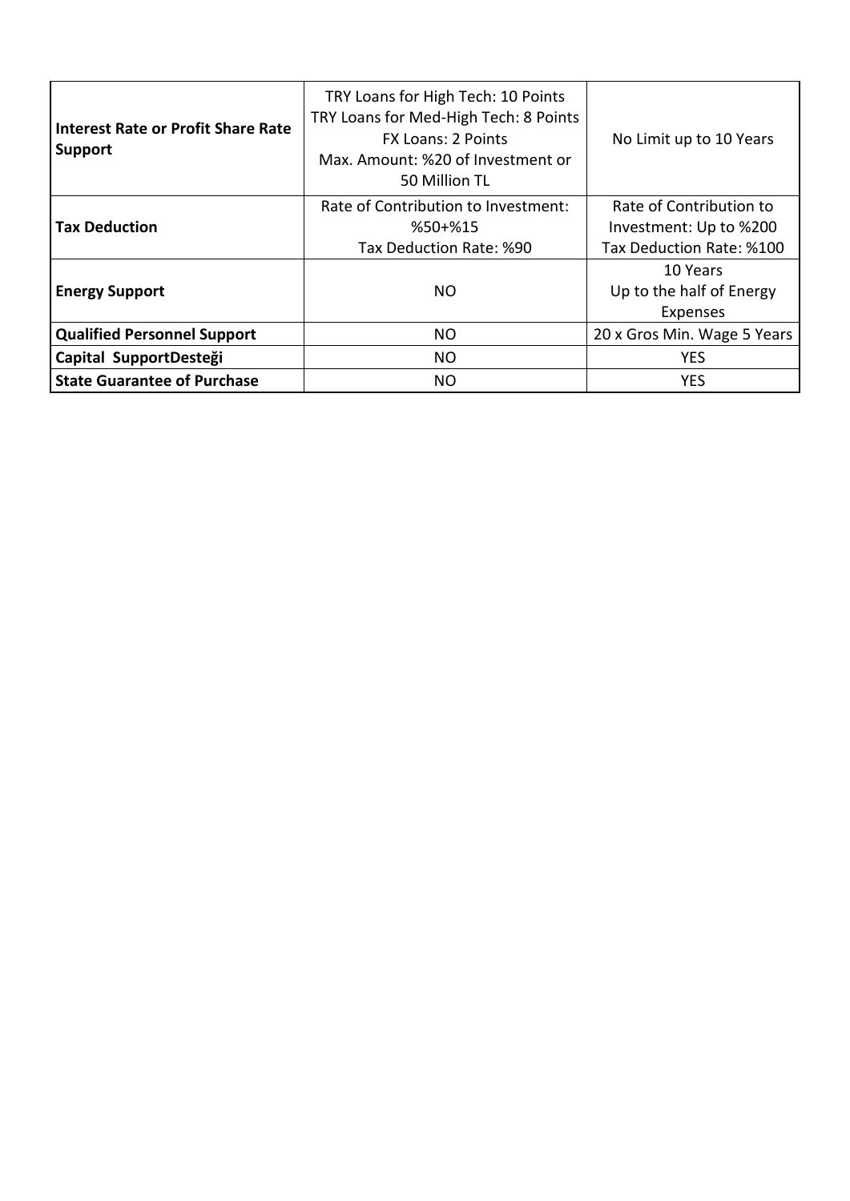| **Interest Rate or Profit Share Rate Support** | TRY Loans for High Tech: 10 Points<br>TRY Loans for Med-High Tech: 8 Points<br>FX Loans: 2 Points<br>Max. Amount: %20 of Investment or 50 Million TL | No Limit up to 10 Years |
|---|---|---|
| **Tax Deduction** | Rate of Contribution to Investment: %50+%15<br>Tax Deduction Rate: %90 | Rate of Contribution to Investment: Up to %200<br>Tax Deduction Rate: %100 |
| **Energy Support** | NO | 10 Years<br>Up to the half of Energy Expenses |
| **Qualified Personnel Support** | NO | 20 x Gros Min. Wage 5 Years |
| **Capital SupportDesteği** | NO | YES |
| **State Guarantee of Purchase** | NO | YES |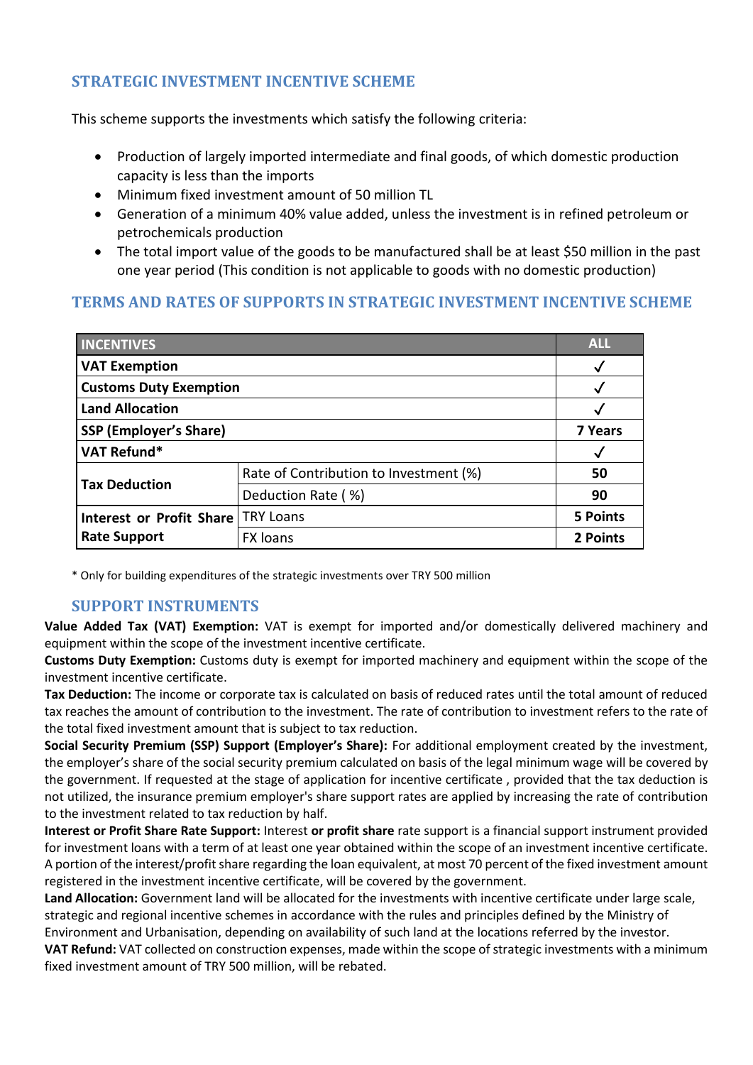## STRATEGIC INVESTMENT INCENTIVE SCHEME

This scheme supports the investments which satisfy the following criteria:

- Production of largely imported intermediate and final goods, of which domestic production capacity is less than the imports
- Minimum fixed investment amount of 50 million TL
- Generation of a minimum 40% value added, unless the investment is in refined petroleum or petrochemicals production
- The total import value of the goods to be manufactured shall be at least $50 million in the past one year period (This condition is not applicable to goods with no domestic production)

## TERMS AND RATES OF SUPPORTS IN STRATEGIC INVESTMENT INCENTIVE SCHEME

| INCENTIVES | | ALL |
|---|---|---|
| **VAT Exemption** | | ✓ |
| **Customs Duty Exemption** | | ✓ |
| **Land Allocation** | | ✓ |
| **SSP (Employer's Share)** | | **7 Years** |
| **VAT Refund*** | | ✓ |
| **Tax Deduction** | Rate of Contribution to Investment (%) | **50** |
| | Deduction Rate ( %) | **90** |
| **Interest or Profit Share Rate Support** | TRY Loans | **5 Points** |
| | FX loans | **2 Points** |

\* Only for building expenditures of the strategic investments over TRY 500 million

## SUPPORT INSTRUMENTS

**Value Added Tax (VAT) Exemption:** VAT is exempt for imported and/or domestically delivered machinery and equipment within the scope of the investment incentive certificate.

**Customs Duty Exemption:** Customs duty is exempt for imported machinery and equipment within the scope of the investment incentive certificate.

**Tax Deduction:** The income or corporate tax is calculated on basis of reduced rates until the total amount of reduced tax reaches the amount of contribution to the investment. The rate of contribution to investment refers to the rate of the total fixed investment amount that is subject to tax reduction.

**Social Security Premium (SSP) Support (Employer's Share):** For additional employment created by the investment, the employer's share of the social security premium calculated on basis of the legal minimum wage will be covered by the government. If requested at the stage of application for incentive certificate , provided that the tax deduction is not utilized, the insurance premium employer's share support rates are applied by increasing the rate of contribution to the investment related to tax reduction by half.

**Interest or Profit Share Rate Support:** Interest **or profit share** rate support is a financial support instrument provided for investment loans with a term of at least one year obtained within the scope of an investment incentive certificate. A portion of the interest/profit share regarding the loan equivalent, at most 70 percent of the fixed investment amount registered in the investment incentive certificate, will be covered by the government.

**Land Allocation:** Government land will be allocated for the investments with incentive certificate under large scale, strategic and regional incentive schemes in accordance with the rules and principles defined by the Ministry of Environment and Urbanisation, depending on availability of such land at the locations referred by the investor.

**VAT Refund:** VAT collected on construction expenses, made within the scope of strategic investments with a minimum fixed investment amount of TRY 500 million, will be rebated.